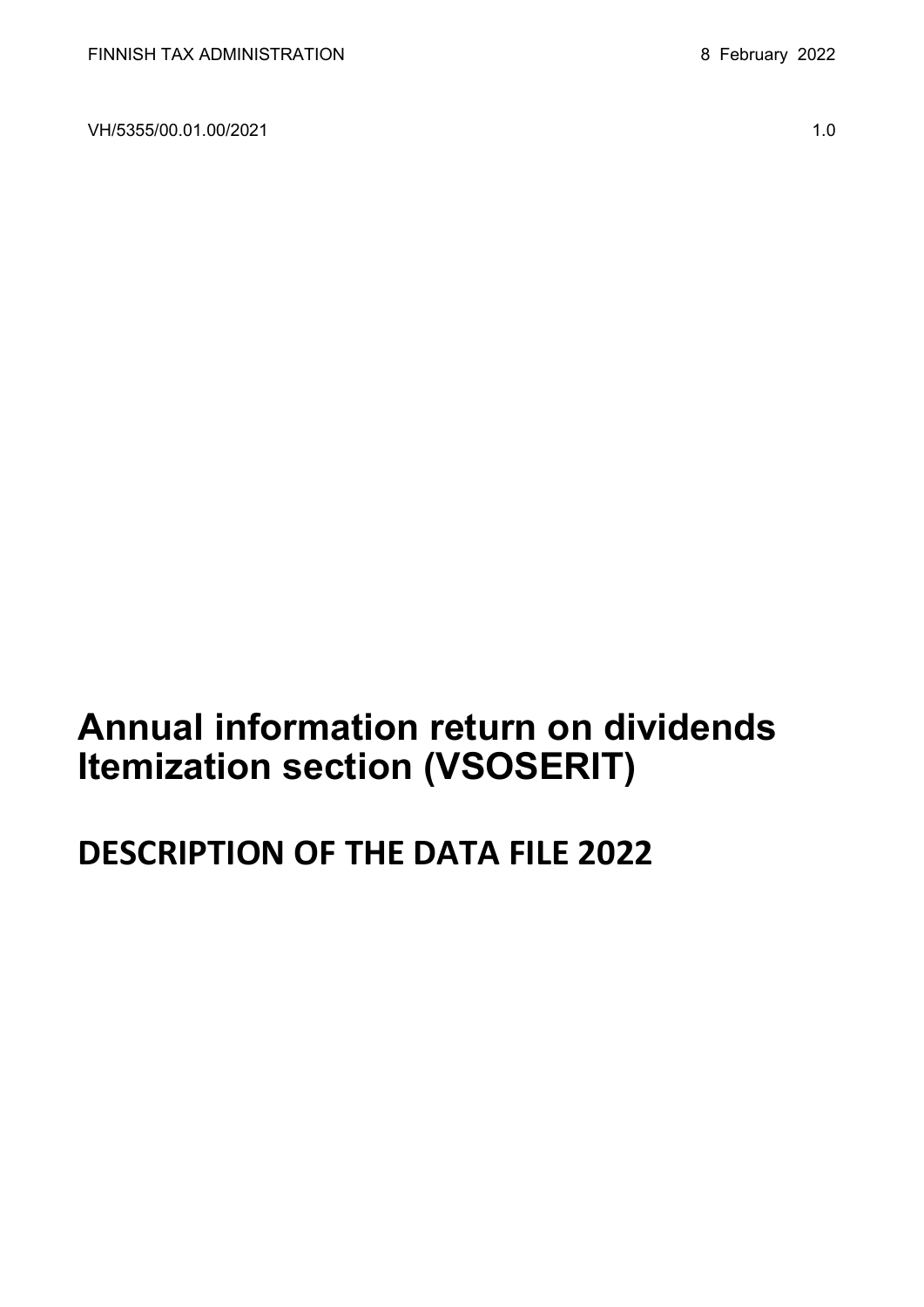FINNISH TAX ADMINISTRATION 8 February 2022

VH/5355/00.01.00/2021 1.0

# Annual information return on dividends Itemization section (VSOSERIT)

## DESCRIPTION OF THE DATA FILE 2022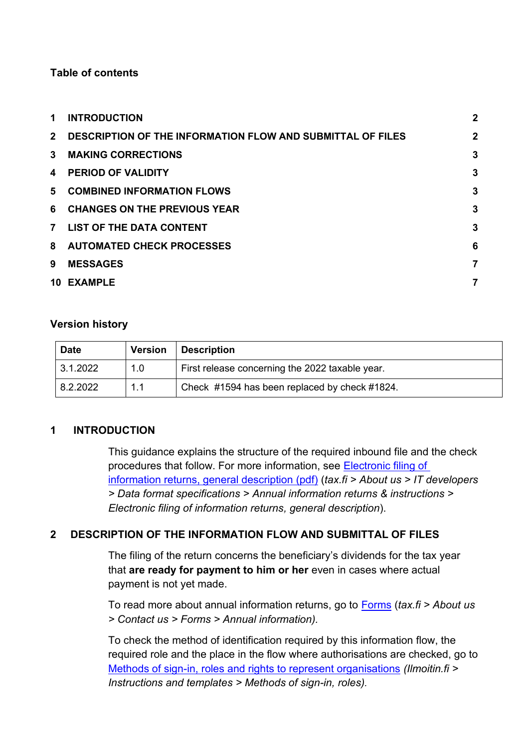**Table of contents**

| | | |
|---|---|---|
| 1 | INTRODUCTION | 2 |
| 2 | DESCRIPTION OF THE INFORMATION FLOW AND SUBMITTAL OF FILES | 2 |
| 3 | MAKING CORRECTIONS | 3 |
| 4 | PERIOD OF VALIDITY | 3 |
| 5 | COMBINED INFORMATION FLOWS | 3 |
| 6 | CHANGES ON THE PREVIOUS YEAR | 3 |
| 7 | LIST OF THE DATA CONTENT | 3 |
| 8 | AUTOMATED CHECK PROCESSES | 6 |
| 9 | MESSAGES | 7 |
| 10 | EXAMPLE | 7 |

**Version history**

| Date | Version | Description |
|---|---|---|
| 3.1.2022 | 1.0 | First release concerning the 2022 taxable year. |
| 8.2.2022 | 1.1 | Check #1594 has been replaced by check #1824. |

## 1 INTRODUCTION

This guidance explains the structure of the required inbound file and the check procedures that follow. For more information, see Electronic filing of information returns, general description (pdf) (*tax.fi > About us > IT developers > Data format specifications > Annual information returns & instructions > Electronic filing of information returns, general description*).

## 2 DESCRIPTION OF THE INFORMATION FLOW AND SUBMITTAL OF FILES

The filing of the return concerns the beneficiary's dividends for the tax year that **are ready for payment to him or her** even in cases where actual payment is not yet made.

To read more about annual information returns, go to Forms (*tax.fi > About us > Contact us > Forms > Annual information).*

To check the method of identification required by this information flow, the required role and the place in the flow where authorisations are checked, go to Methods of sign-in, roles and rights to represent organisations *(Ilmoitin.fi > Instructions and templates > Methods of sign-in, roles).*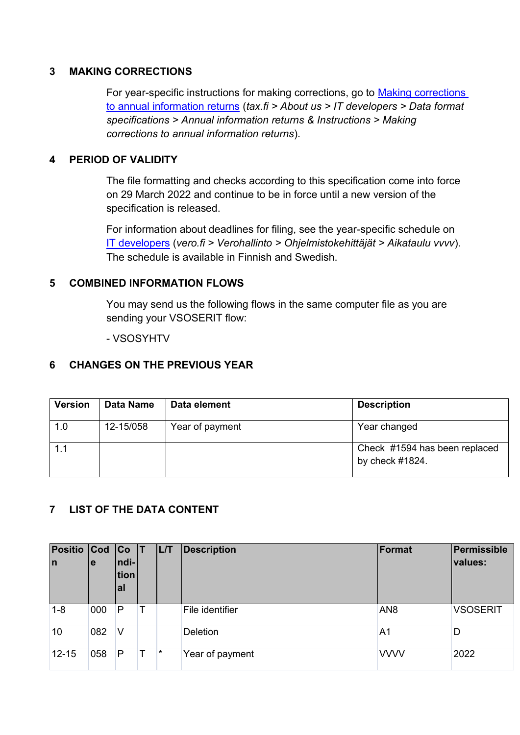## 3 MAKING CORRECTIONS

For year-specific instructions for making corrections, go to [Making corrections to annual information returns](#) (*tax.fi > About us > IT developers > Data format specifications > Annual information returns & Instructions > Making corrections to annual information returns*).

## 4 PERIOD OF VALIDITY

The file formatting and checks according to this specification come into force on 29 March 2022 and continue to be in force until a new version of the specification is released.

For information about deadlines for filing, see the year-specific schedule on [IT developers](#) (*vero.fi > Verohallinto > Ohjelmistokehittäjät > Aikataulu vvvv*). The schedule is available in Finnish and Swedish.

## 5 COMBINED INFORMATION FLOWS

You may send us the following flows in the same computer file as you are sending your VSOSERIT flow:

- VSOSYHTV

## 6 CHANGES ON THE PREVIOUS YEAR

| Version | Data Name | Data element | Description |
|---|---|---|---|
| 1.0 | 12-15/058 | Year of payment | Year changed |
| 1.1 | | | Check #1594 has been replaced by check #1824. |

## 7 LIST OF THE DATA CONTENT

| Position | Code | Conditional | T | L/T | Description | Format | Permissible values: |
|---|---|---|---|---|---|---|---|
| 1-8 | 000 | P | T | | File identifier | AN8 | VSOSERIT |
| 10 | 082 | V | | | Deletion | A1 | D |
| 12-15 | 058 | P | T | * | Year of payment | VVVV | 2022 |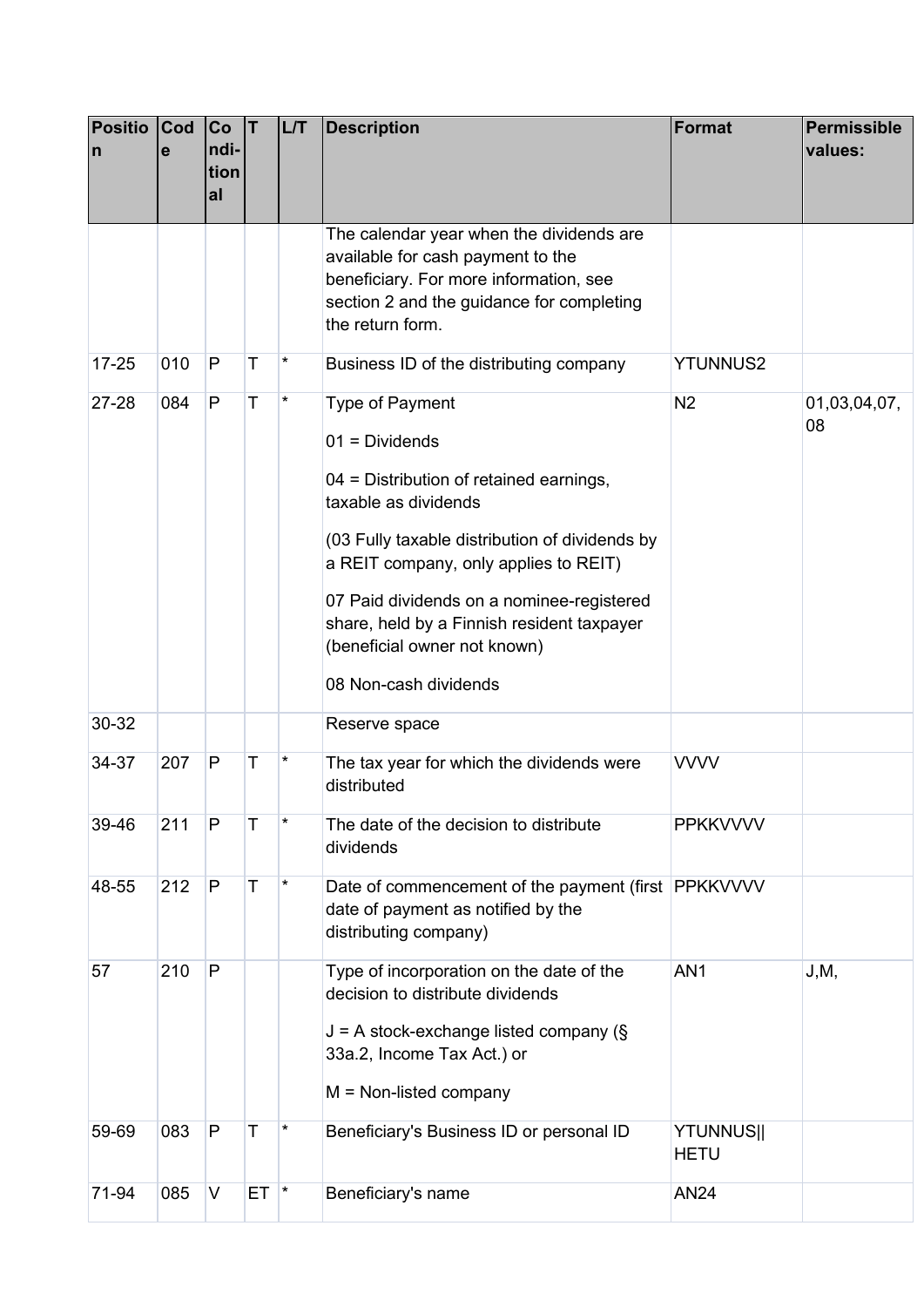| Position | Code | Conditional | T | L/T | Description | Format | Permissible values: |
|---|---|---|---|---|---|---|---|
| | | | | | The calendar year when the dividends are available for cash payment to the beneficiary. For more information, see section 2 and the guidance for completing the return form. | | |
| 17-25 | 010 | P | T | * | Business ID of the distributing company | YTUNNUS2 | |
| 27-28 | 084 | P | T | * | Type of Payment<br><br>01 = Dividends<br><br>04 = Distribution of retained earnings, taxable as dividends<br><br>(03 Fully taxable distribution of dividends by a REIT company, only applies to REIT)<br><br>07 Paid dividends on a nominee-registered share, held by a Finnish resident taxpayer (beneficial owner not known)<br><br>08 Non-cash dividends | N2 | 01,03,04,07, 08 |
| 30-32 | | | | | Reserve space | | |
| 34-37 | 207 | P | T | * | The tax year for which the dividends were distributed | VVVV | |
| 39-46 | 211 | P | T | * | The date of the decision to distribute dividends | PPKKVVVV | |
| 48-55 | 212 | P | T | * | Date of commencement of the payment (first date of payment as notified by the distributing company) | PPKKVVVV | |
| 57 | 210 | P | | | Type of incorporation on the date of the decision to distribute dividends<br><br>J = A stock-exchange listed company (§ 33a.2, Income Tax Act.) or<br><br>M = Non-listed company | AN1 | J,M, |
| 59-69 | 083 | P | T | * | Beneficiary's Business ID or personal ID | YTUNNUS\|\| HETU | |
| 71-94 | 085 | V | ET | * | Beneficiary's name | AN24 | |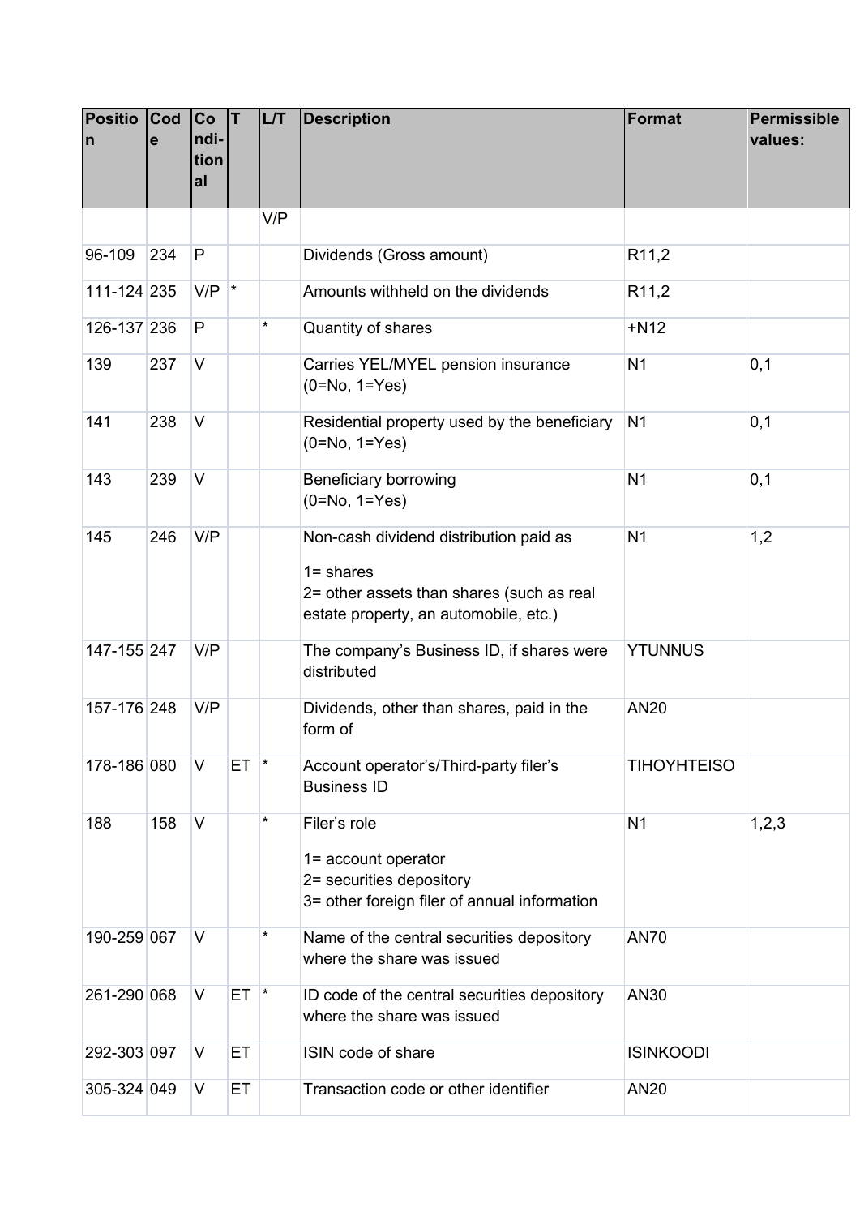| Position | Code | Conditional | T | L/T | Description | Format | Permissible values: |
|---|---|---|---|---|---|---|---|
| | | | | V/P | | | |
| 96-109 | 234 | P | | | Dividends (Gross amount) | R11,2 | |
| 111-124 | 235 | V/P | * | | Amounts withheld on the dividends | R11,2 | |
| 126-137 | 236 | P | | * | Quantity of shares | +N12 | |
| 139 | 237 | V | | | Carries YEL/MYEL pension insurance (0=No, 1=Yes) | N1 | 0,1 |
| 141 | 238 | V | | | Residential property used by the beneficiary (0=No, 1=Yes) | N1 | 0,1 |
| 143 | 239 | V | | | Beneficiary borrowing (0=No, 1=Yes) | N1 | 0,1 |
| 145 | 246 | V/P | | | Non-cash dividend distribution paid as<br>1= shares<br>2= other assets than shares (such as real estate property, an automobile, etc.) | N1 | 1,2 |
| 147-155 | 247 | V/P | | | The company's Business ID, if shares were distributed | YTUNNUS | |
| 157-176 | 248 | V/P | | | Dividends, other than shares, paid in the form of | AN20 | |
| 178-186 | 080 | V | ET | * | Account operator's/Third-party filer's Business ID | TIHOYHTEISO | |
| 188 | 158 | V | | * | Filer's role<br>1= account operator<br>2= securities depository<br>3= other foreign filer of annual information | N1 | 1,2,3 |
| 190-259 | 067 | V | | * | Name of the central securities depository where the share was issued | AN70 | |
| 261-290 | 068 | V | ET | * | ID code of the central securities depository where the share was issued | AN30 | |
| 292-303 | 097 | V | ET | | ISIN code of share | ISINKOODI | |
| 305-324 | 049 | V | ET | | Transaction code or other identifier | AN20 | |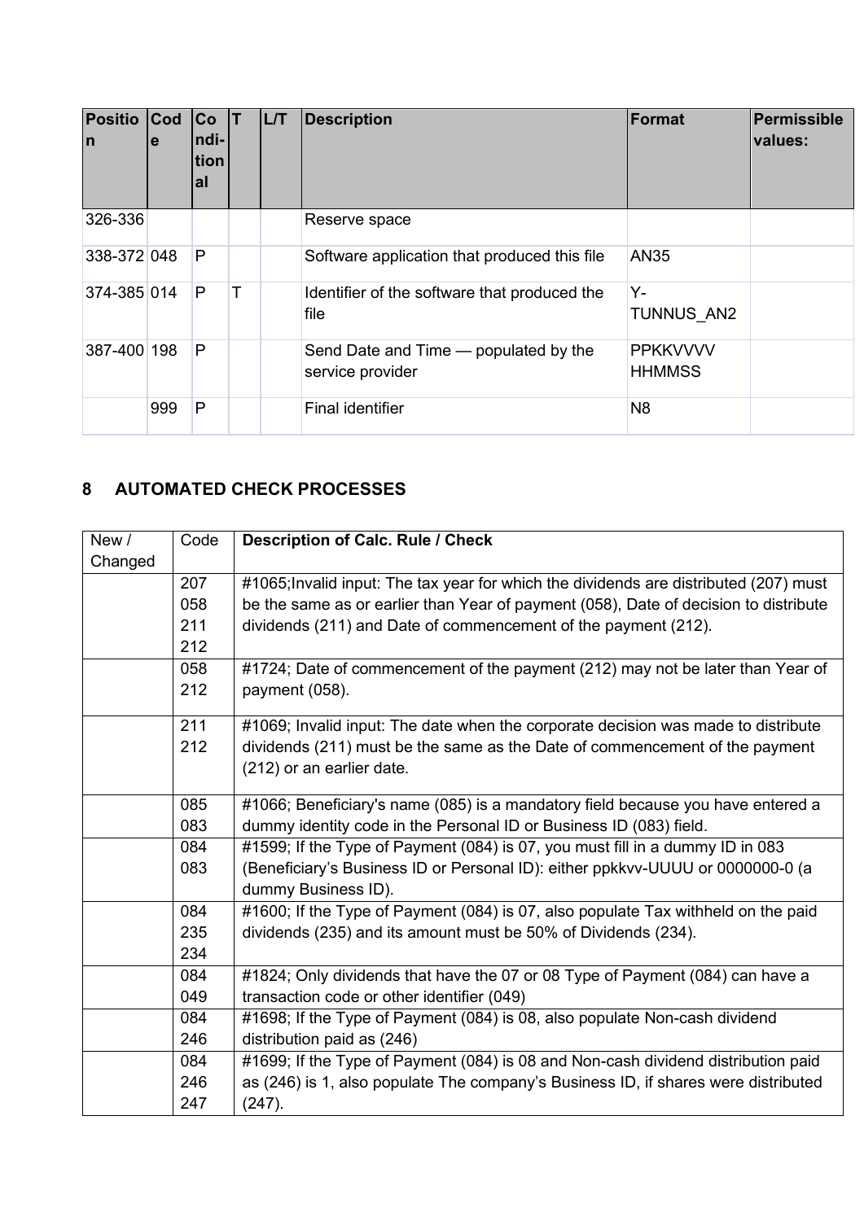| Position | Code | Conditional | T | L/T | Description | Format | Permissible values: |
|---|---|---|---|---|---|---|---|
| 326-336 | | | | | Reserve space | | |
| 338-372 | 048 | P | | | Software application that produced this file | AN35 | |
| 374-385 | 014 | P | T | | Identifier of the software that produced the file | Y-TUNNUS_AN2 | |
| 387-400 | 198 | P | | | Send Date and Time — populated by the service provider | PPKKVVVV HHMMSS | |
| | 999 | P | | | Final identifier | N8 | |

## 8 AUTOMATED CHECK PROCESSES

| New / Changed | Code | Description of Calc. Rule / Check |
|---|---|---|
| | 207<br>058<br>211<br>212 | #1065;Invalid input: The tax year for which the dividends are distributed (207) must be the same as or earlier than Year of payment (058), Date of decision to distribute dividends (211) and Date of commencement of the payment (212). |
| | 058<br>212 | #1724; Date of commencement of the payment (212) may not be later than Year of payment (058). |
| | 211<br>212 | #1069; Invalid input: The date when the corporate decision was made to distribute dividends (211) must be the same as the Date of commencement of the payment (212) or an earlier date. |
| | 085<br>083 | #1066; Beneficiary's name (085) is a mandatory field because you have entered a dummy identity code in the Personal ID or Business ID (083) field. |
| | 084<br>083 | #1599; If the Type of Payment (084) is 07, you must fill in a dummy ID in 083 (Beneficiary's Business ID or Personal ID): either ppkkvv-UUUU or 0000000-0 (a dummy Business ID). |
| | 084<br>235<br>234 | #1600; If the Type of Payment (084) is 07, also populate Tax withheld on the paid dividends (235) and its amount must be 50% of Dividends (234). |
| | 084<br>049 | #1824; Only dividends that have the 07 or 08 Type of Payment (084) can have a transaction code or other identifier (049) |
| | 084<br>246 | #1698; If the Type of Payment (084) is 08, also populate Non-cash dividend distribution paid as (246) |
| | 084<br>246<br>247 | #1699; If the Type of Payment (084) is 08 and Non-cash dividend distribution paid as (246) is 1, also populate The company's Business ID, if shares were distributed (247). |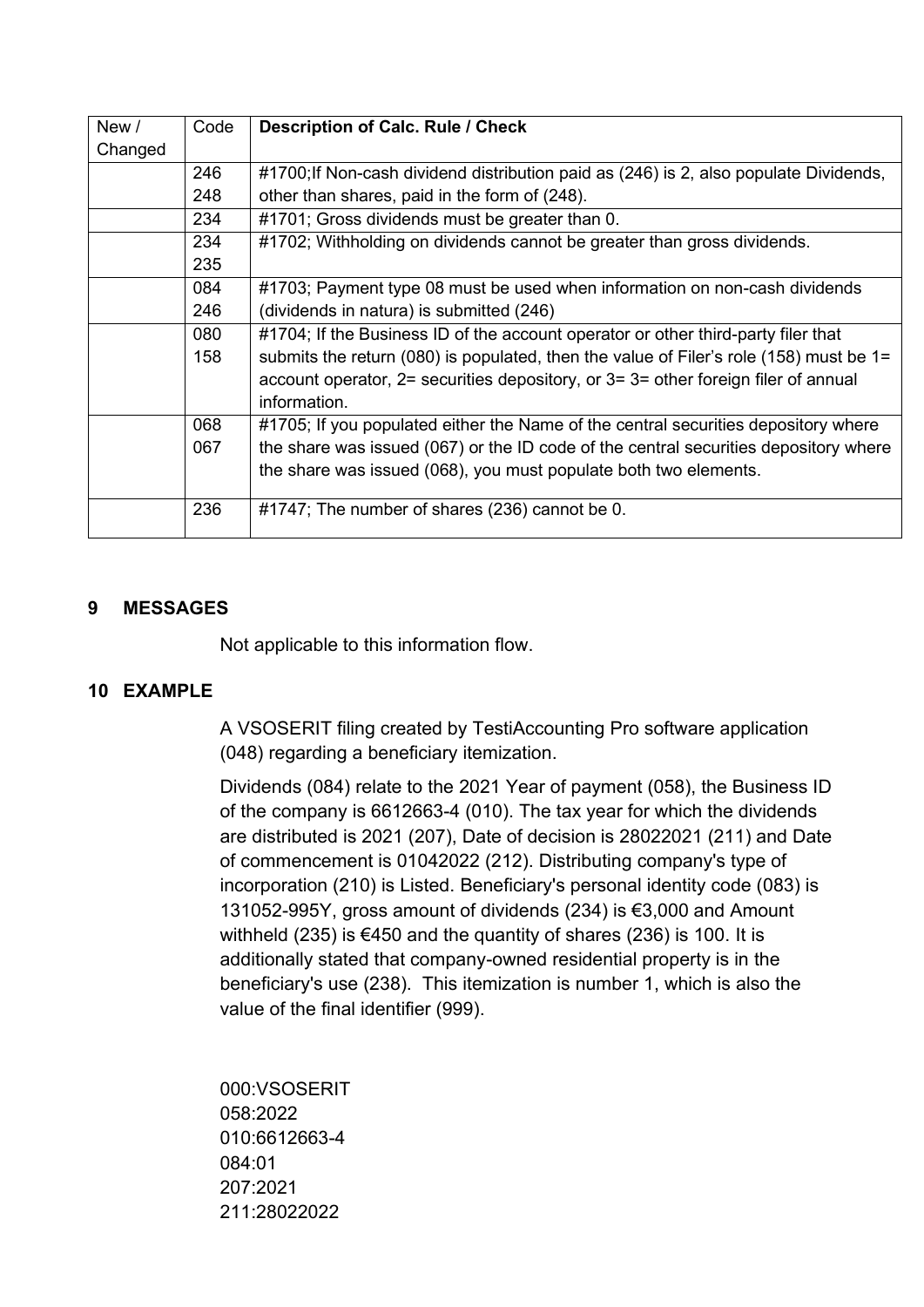| New / Changed | Code | **Description of Calc. Rule / Check** |
|---|---|---|
| | 246<br>248 | #1700;If Non-cash dividend distribution paid as (246) is 2, also populate Dividends, other than shares, paid in the form of (248). |
| | 234 | #1701; Gross dividends must be greater than 0. |
| | 234<br>235 | #1702; Withholding on dividends cannot be greater than gross dividends. |
| | 084<br>246 | #1703; Payment type 08 must be used when information on non-cash dividends (dividends in natura) is submitted (246) |
| | 080<br>158 | #1704; If the Business ID of the account operator or other third-party filer that submits the return (080) is populated, then the value of Filer's role (158) must be 1= account operator, 2= securities depository, or 3= 3= other foreign filer of annual information. |
| | 068<br>067 | #1705; If you populated either the Name of the central securities depository where the share was issued (067) or the ID code of the central securities depository where the share was issued (068), you must populate both two elements. |
| | 236 | #1747; The number of shares (236) cannot be 0. |

## 9 MESSAGES

Not applicable to this information flow.

## 10 EXAMPLE

A VSOSERIT filing created by TestiAccounting Pro software application (048) regarding a beneficiary itemization.

Dividends (084) relate to the 2021 Year of payment (058), the Business ID of the company is 6612663-4 (010). The tax year for which the dividends are distributed is 2021 (207), Date of decision is 28022021 (211) and Date of commencement is 01042022 (212). Distributing company's type of incorporation (210) is Listed. Beneficiary's personal identity code (083) is 131052-995Y, gross amount of dividends (234) is €3,000 and Amount withheld (235) is €450 and the quantity of shares (236) is 100. It is additionally stated that company-owned residential property is in the beneficiary's use (238). This itemization is number 1, which is also the value of the final identifier (999).

```
000:VSOSERIT
058:2022
010:6612663-4
084:01
207:2021
211:28022022
```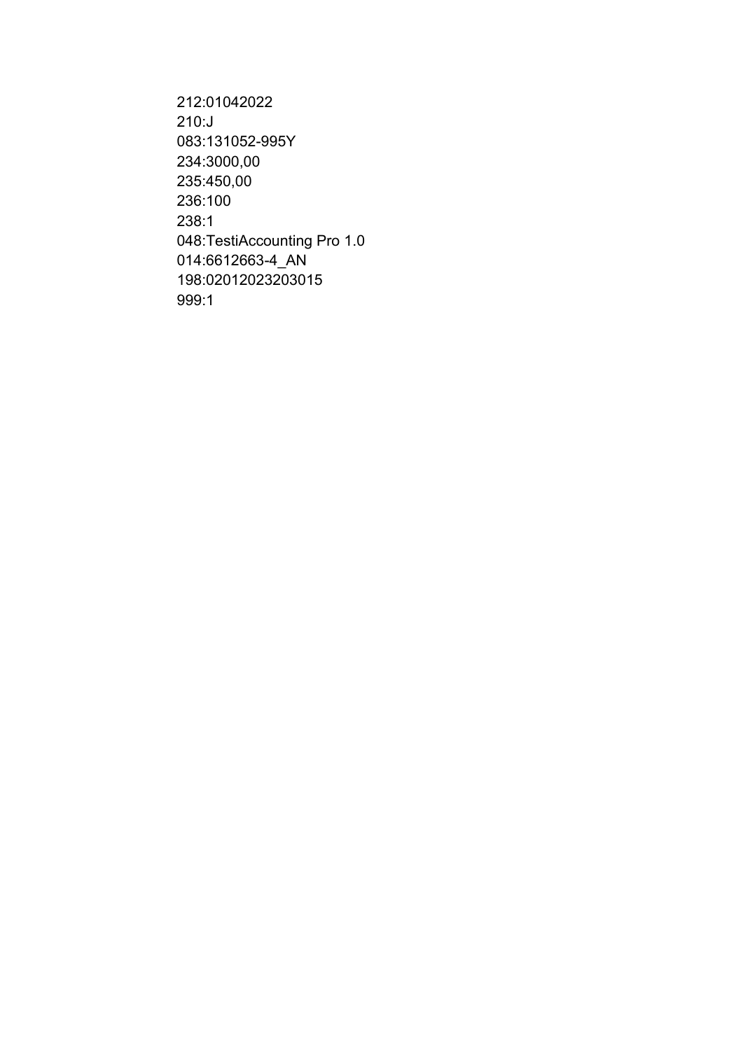212:01042022
210:J
083:131052-995Y
234:3000,00
235:450,00
236:100
238:1
048:TestiAccounting Pro 1.0
014:6612663-4_AN
198:02012023203015
999:1